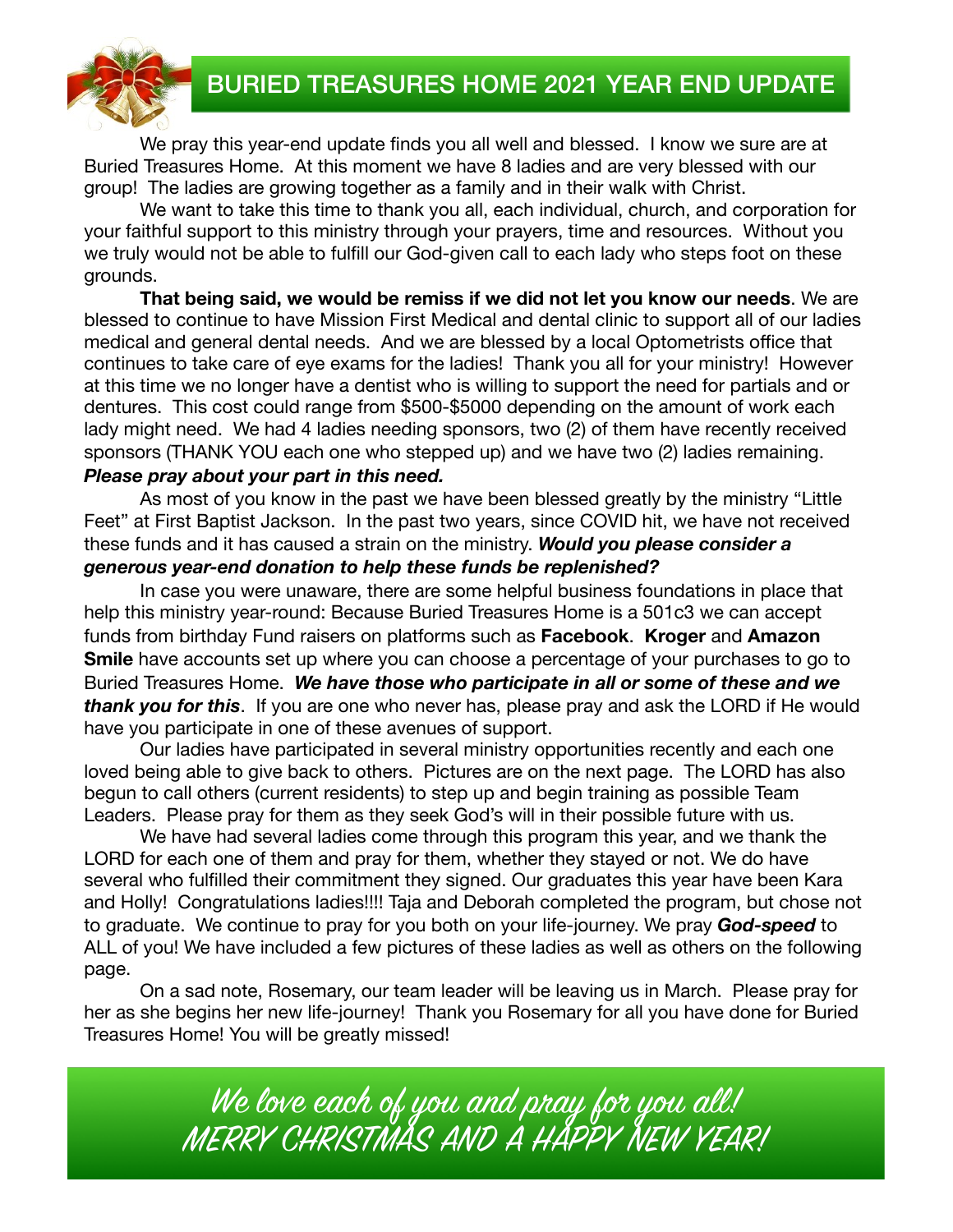# BURIED TREASURES HOME 2021 YEAR END UPDATE

We pray this year-end update finds you all well and blessed. I know we sure are at Buried Treasures Home. At this moment we have 8 ladies and are very blessed with our group! The ladies are growing together as a family and in their walk with Christ.

We want to take this time to thank you all, each individual, church, and corporation for your faithful support to this ministry through your prayers, time and resources. Without you we truly would not be able to fulfill our God-given call to each lady who steps foot on these grounds.

**That being said, we would be remiss if we did not let you know our needs**. We are blessed to continue to have Mission First Medical and dental clinic to support all of our ladies medical and general dental needs. And we are blessed by a local Optometrists office that continues to take care of eye exams for the ladies! Thank you all for your ministry! However at this time we no longer have a dentist who is willing to support the need for partials and or dentures. This cost could range from $500-$5000 depending on the amount of work each lady might need. We had 4 ladies needing sponsors, two (2) of them have recently received sponsors (THANK YOU each one who stepped up) and we have two (2) ladies remaining. ***Please pray about your part in this need.***

As most of you know in the past we have been blessed greatly by the ministry "Little Feet" at First Baptist Jackson. In the past two years, since COVID hit, we have not received these funds and it has caused a strain on the ministry. ***Would you please consider a generous year-end donation to help these funds be replenished?***

In case you were unaware, there are some helpful business foundations in place that help this ministry year-round: Because Buried Treasures Home is a 501c3 we can accept funds from birthday Fund raisers on platforms such as **Facebook**. **Kroger** and **Amazon Smile** have accounts set up where you can choose a percentage of your purchases to go to Buried Treasures Home. ***We have those who participate in all or some of these and we thank you for this***. If you are one who never has, please pray and ask the LORD if He would have you participate in one of these avenues of support.

Our ladies have participated in several ministry opportunities recently and each one loved being able to give back to others. Pictures are on the next page. The LORD has also begun to call others (current residents) to step up and begin training as possible Team Leaders. Please pray for them as they seek God's will in their possible future with us.

We have had several ladies come through this program this year, and we thank the LORD for each one of them and pray for them, whether they stayed or not. We do have several who fulfilled their commitment they signed. Our graduates this year have been Kara and Holly! Congratulations ladies!!!! Taja and Deborah completed the program, but chose not to graduate. We continue to pray for you both on your life-journey. We pray ***God-speed*** to ALL of you! We have included a few pictures of these ladies as well as others on the following page.

On a sad note, Rosemary, our team leader will be leaving us in March. Please pray for her as she begins her new life-journey! Thank you Rosemary for all you have done for Buried Treasures Home! You will be greatly missed!

*We love each of you and pray for you all!*
*MERRY CHRISTMAS AND A HAPPY NEW YEAR!*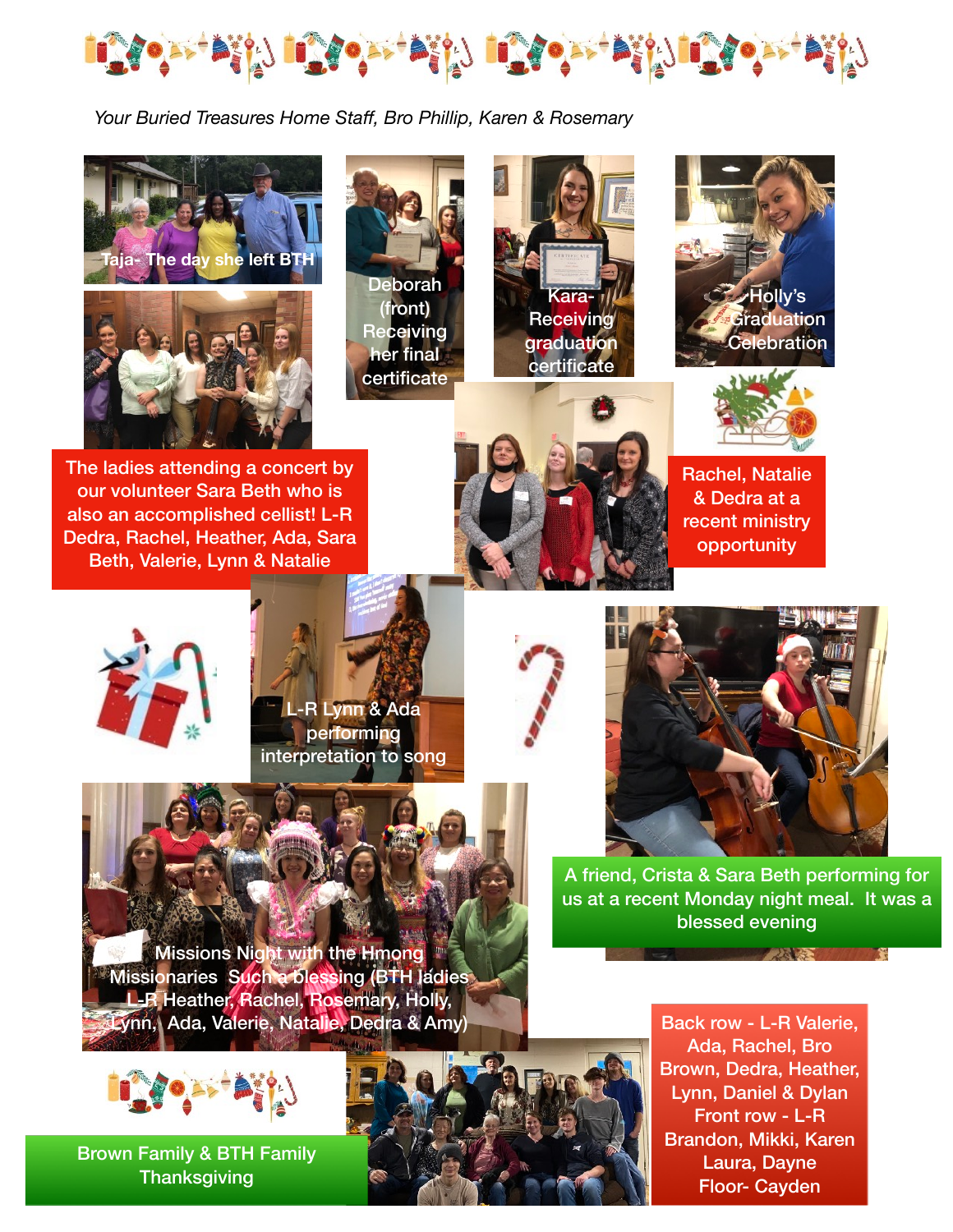*Your Buried Treasures Home Staff, Bro Phillip, Karen & Rosemary*

Taja- The day she left BTH

Deborah (front) Receiving her final certificate

Kara- Receiving graduation certificate

Holly's Graduation Celebration

The ladies attending a concert by our volunteer Sara Beth who is also an accomplished cellist! L-R Dedra, Rachel, Heather, Ada, Sara Beth, Valerie, Lynn & Natalie

Rachel, Natalie & Dedra at a recent ministry opportunity

L-R Lynn & Ada performing interpretation to song

A friend, Crista & Sara Beth performing for us at a recent Monday night meal. It was a blessed evening

Missions Night with the Hmong Missionaries Such a blessing (BTH ladies L-R Heather, Rachel, Rosemary, Holly, Lynn, Ada, Valerie, Natalie, Dedra & Amy)

Back row - L-R Valerie, Ada, Rachel, Bro Brown, Dedra, Heather, Lynn, Daniel & Dylan
Front row - L-R Brandon, Mikki, Karen Laura, Dayne
Floor- Cayden

Brown Family & BTH Family Thanksgiving